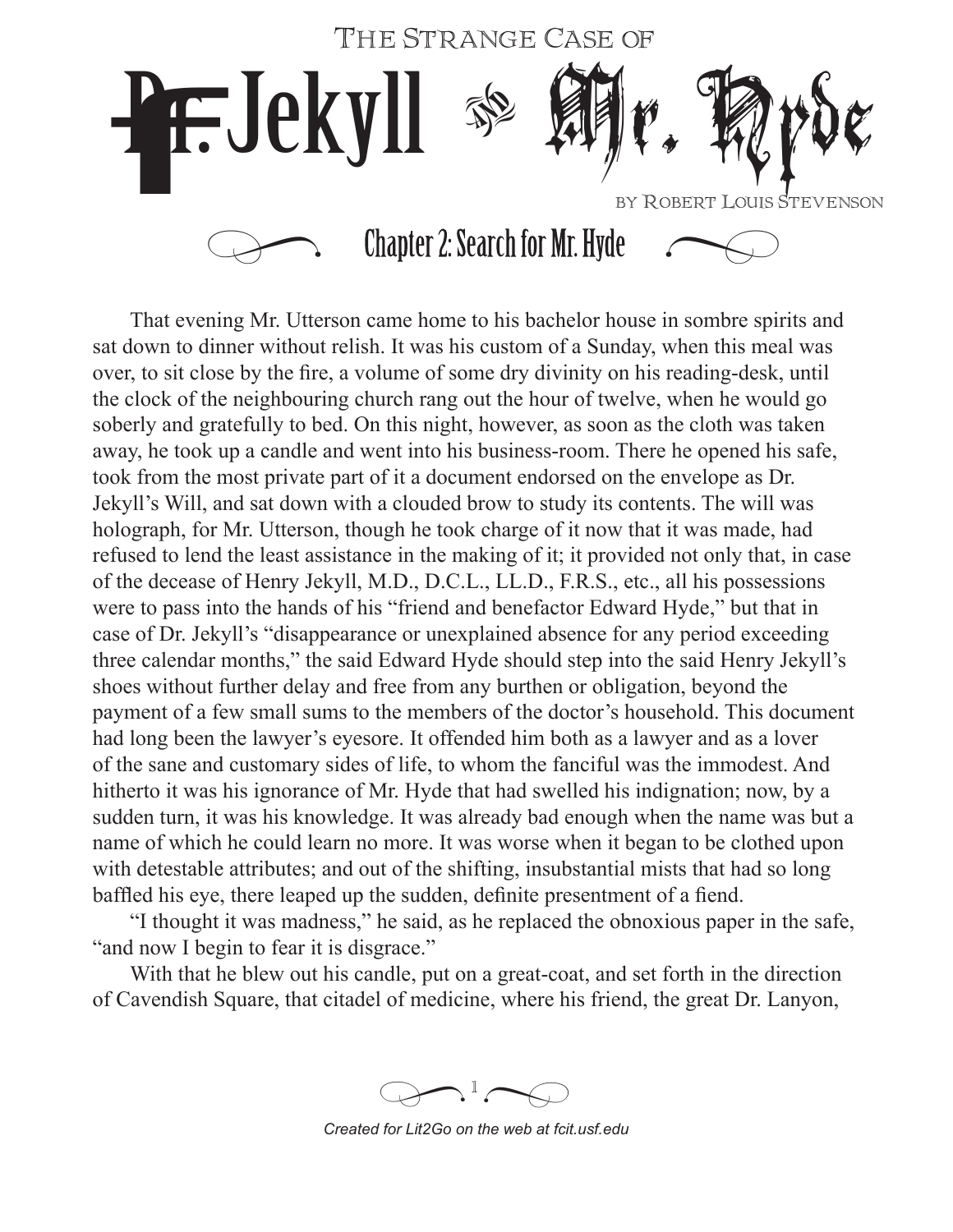# The Strange Case of Dr. Jekyll and Mr. Hyde

by Robert Louis Stevenson

## Chapter 2: Search for Mr. Hyde

That evening Mr. Utterson came home to his bachelor house in sombre spirits and sat down to dinner without relish. It was his custom of a Sunday, when this meal was over, to sit close by the fire, a volume of some dry divinity on his reading-desk, until the clock of the neighbouring church rang out the hour of twelve, when he would go soberly and gratefully to bed. On this night, however, as soon as the cloth was taken away, he took up a candle and went into his business-room. There he opened his safe, took from the most private part of it a document endorsed on the envelope as Dr. Jekyll's Will, and sat down with a clouded brow to study its contents. The will was holograph, for Mr. Utterson, though he took charge of it now that it was made, had refused to lend the least assistance in the making of it; it provided not only that, in case of the decease of Henry Jekyll, M.D., D.C.L., LL.D., F.R.S., etc., all his possessions were to pass into the hands of his "friend and benefactor Edward Hyde," but that in case of Dr. Jekyll's "disappearance or unexplained absence for any period exceeding three calendar months," the said Edward Hyde should step into the said Henry Jekyll's shoes without further delay and free from any burthen or obligation, beyond the payment of a few small sums to the members of the doctor's household. This document had long been the lawyer's eyesore. It offended him both as a lawyer and as a lover of the sane and customary sides of life, to whom the fanciful was the immodest. And hitherto it was his ignorance of Mr. Hyde that had swelled his indignation; now, by a sudden turn, it was his knowledge. It was already bad enough when the name was but a name of which he could learn no more. It was worse when it began to be clothed upon with detestable attributes; and out of the shifting, insubstantial mists that had so long baffled his eye, there leaped up the sudden, definite presentment of a fiend.

"I thought it was madness," he said, as he replaced the obnoxious paper in the safe, "and now I begin to fear it is disgrace."

With that he blew out his candle, put on a great-coat, and set forth in the direction of Cavendish Square, that citadel of medicine, where his friend, the great Dr. Lanyon,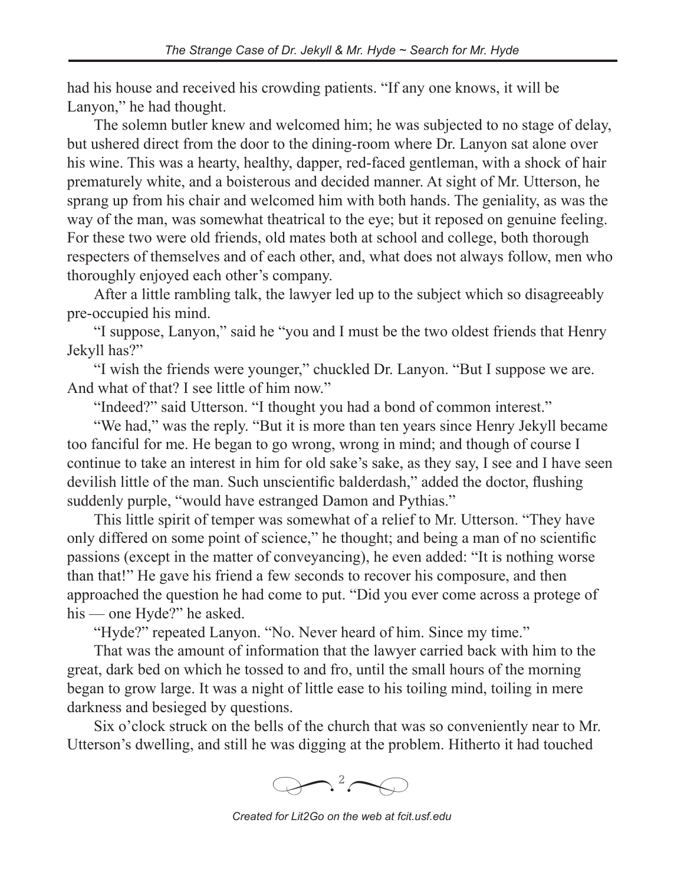had his house and received his crowding patients. "If any one knows, it will be Lanyon," he had thought.

The solemn butler knew and welcomed him; he was subjected to no stage of delay, but ushered direct from the door to the dining-room where Dr. Lanyon sat alone over his wine. This was a hearty, healthy, dapper, red-faced gentleman, with a shock of hair prematurely white, and a boisterous and decided manner. At sight of Mr. Utterson, he sprang up from his chair and welcomed him with both hands. The geniality, as was the way of the man, was somewhat theatrical to the eye; but it reposed on genuine feeling. For these two were old friends, old mates both at school and college, both thorough respecters of themselves and of each other, and, what does not always follow, men who thoroughly enjoyed each other's company.

After a little rambling talk, the lawyer led up to the subject which so disagreeably pre-occupied his mind.

"I suppose, Lanyon," said he "you and I must be the two oldest friends that Henry Jekyll has?"

"I wish the friends were younger," chuckled Dr. Lanyon. "But I suppose we are. And what of that? I see little of him now."

"Indeed?" said Utterson. "I thought you had a bond of common interest."

"We had," was the reply. "But it is more than ten years since Henry Jekyll became too fanciful for me. He began to go wrong, wrong in mind; and though of course I continue to take an interest in him for old sake's sake, as they say, I see and I have seen devilish little of the man. Such unscientific balderdash," added the doctor, flushing suddenly purple, "would have estranged Damon and Pythias."

This little spirit of temper was somewhat of a relief to Mr. Utterson. "They have only differed on some point of science," he thought; and being a man of no scientific passions (except in the matter of conveyancing), he even added: "It is nothing worse than that!" He gave his friend a few seconds to recover his composure, and then approached the question he had come to put. "Did you ever come across a protege of his — one Hyde?" he asked.

"Hyde?" repeated Lanyon. "No. Never heard of him. Since my time."

That was the amount of information that the lawyer carried back with him to the great, dark bed on which he tossed to and fro, until the small hours of the morning began to grow large. It was a night of little ease to his toiling mind, toiling in mere darkness and besieged by questions.

Six o'clock struck on the bells of the church that was so conveniently near to Mr. Utterson's dwelling, and still he was digging at the problem. Hitherto it had touched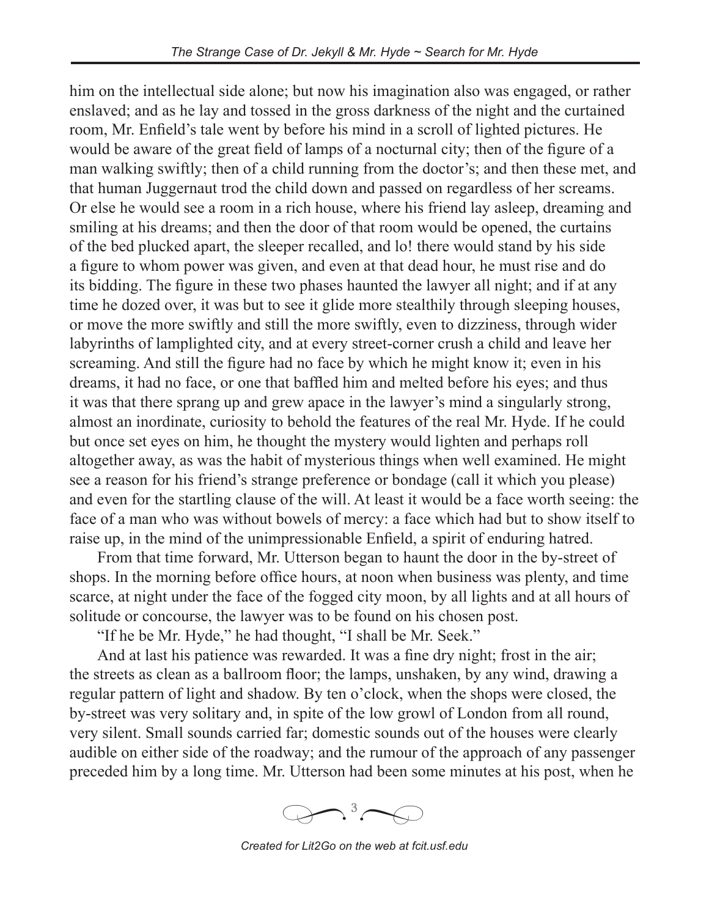him on the intellectual side alone; but now his imagination also was engaged, or rather enslaved; and as he lay and tossed in the gross darkness of the night and the curtained room, Mr. Enfield's tale went by before his mind in a scroll of lighted pictures. He would be aware of the great field of lamps of a nocturnal city; then of the figure of a man walking swiftly; then of a child running from the doctor's; and then these met, and that human Juggernaut trod the child down and passed on regardless of her screams. Or else he would see a room in a rich house, where his friend lay asleep, dreaming and smiling at his dreams; and then the door of that room would be opened, the curtains of the bed plucked apart, the sleeper recalled, and lo! there would stand by his side a figure to whom power was given, and even at that dead hour, he must rise and do its bidding. The figure in these two phases haunted the lawyer all night; and if at any time he dozed over, it was but to see it glide more stealthily through sleeping houses, or move the more swiftly and still the more swiftly, even to dizziness, through wider labyrinths of lamplighted city, and at every street-corner crush a child and leave her screaming. And still the figure had no face by which he might know it; even in his dreams, it had no face, or one that baffled him and melted before his eyes; and thus it was that there sprang up and grew apace in the lawyer's mind a singularly strong, almost an inordinate, curiosity to behold the features of the real Mr. Hyde. If he could but once set eyes on him, he thought the mystery would lighten and perhaps roll altogether away, as was the habit of mysterious things when well examined. He might see a reason for his friend's strange preference or bondage (call it which you please) and even for the startling clause of the will. At least it would be a face worth seeing: the face of a man who was without bowels of mercy: a face which had but to show itself to raise up, in the mind of the unimpressionable Enfield, a spirit of enduring hatred.

From that time forward, Mr. Utterson began to haunt the door in the by-street of shops. In the morning before office hours, at noon when business was plenty, and time scarce, at night under the face of the fogged city moon, by all lights and at all hours of solitude or concourse, the lawyer was to be found on his chosen post.

"If he be Mr. Hyde," he had thought, "I shall be Mr. Seek."

And at last his patience was rewarded. It was a fine dry night; frost in the air; the streets as clean as a ballroom floor; the lamps, unshaken, by any wind, drawing a regular pattern of light and shadow. By ten o'clock, when the shops were closed, the by-street was very solitary and, in spite of the low growl of London from all round, very silent. Small sounds carried far; domestic sounds out of the houses were clearly audible on either side of the roadway; and the rumour of the approach of any passenger preceded him by a long time. Mr. Utterson had been some minutes at his post, when he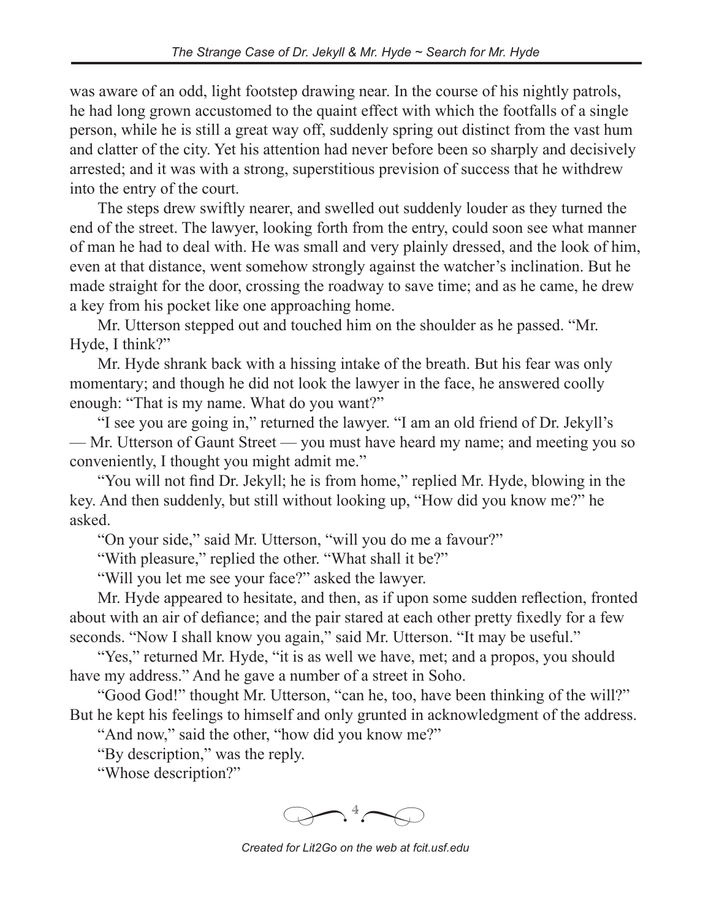was aware of an odd, light footstep drawing near. In the course of his nightly patrols, he had long grown accustomed to the quaint effect with which the footfalls of a single person, while he is still a great way off, suddenly spring out distinct from the vast hum and clatter of the city. Yet his attention had never before been so sharply and decisively arrested; and it was with a strong, superstitious prevision of success that he withdrew into the entry of the court.

The steps drew swiftly nearer, and swelled out suddenly louder as they turned the end of the street. The lawyer, looking forth from the entry, could soon see what manner of man he had to deal with. He was small and very plainly dressed, and the look of him, even at that distance, went somehow strongly against the watcher's inclination. But he made straight for the door, crossing the roadway to save time; and as he came, he drew a key from his pocket like one approaching home.

Mr. Utterson stepped out and touched him on the shoulder as he passed. "Mr. Hyde, I think?"

Mr. Hyde shrank back with a hissing intake of the breath. But his fear was only momentary; and though he did not look the lawyer in the face, he answered coolly enough: "That is my name. What do you want?"

"I see you are going in," returned the lawyer. "I am an old friend of Dr. Jekyll's — Mr. Utterson of Gaunt Street — you must have heard my name; and meeting you so conveniently, I thought you might admit me."

"You will not find Dr. Jekyll; he is from home," replied Mr. Hyde, blowing in the key. And then suddenly, but still without looking up, "How did you know me?" he asked.

"On your side," said Mr. Utterson, "will you do me a favour?"

"With pleasure," replied the other. "What shall it be?"

"Will you let me see your face?" asked the lawyer.

Mr. Hyde appeared to hesitate, and then, as if upon some sudden reflection, fronted about with an air of defiance; and the pair stared at each other pretty fixedly for a few seconds. "Now I shall know you again," said Mr. Utterson. "It may be useful."

"Yes," returned Mr. Hyde, "it is as well we have, met; and a propos, you should have my address." And he gave a number of a street in Soho.

"Good God!" thought Mr. Utterson, "can he, too, have been thinking of the will?" But he kept his feelings to himself and only grunted in acknowledgment of the address.

"And now," said the other, "how did you know me?"

"By description," was the reply.

"Whose description?"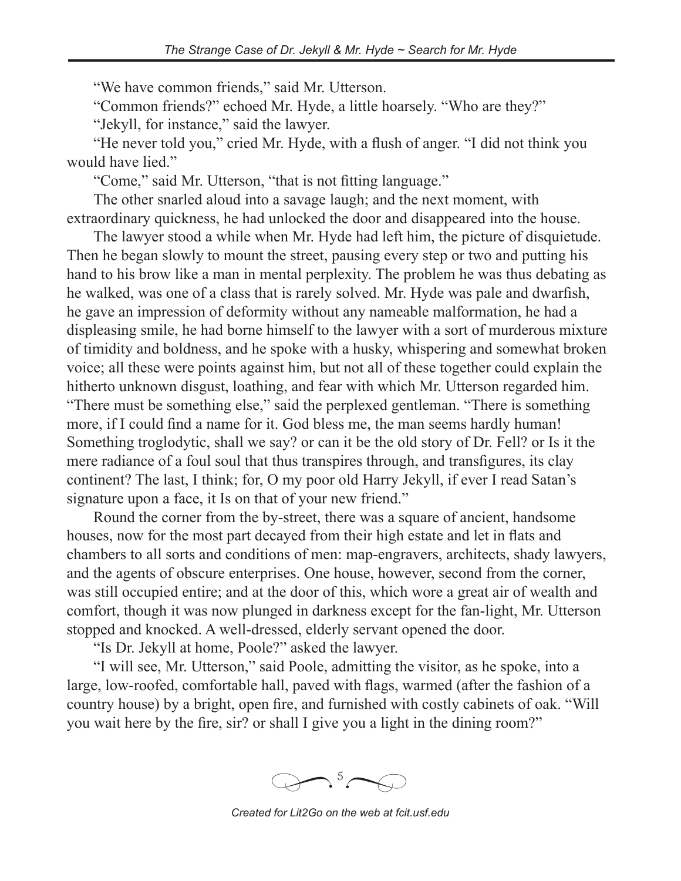"We have common friends," said Mr. Utterson.

"Common friends?" echoed Mr. Hyde, a little hoarsely. "Who are they?"

"Jekyll, for instance," said the lawyer.

"He never told you," cried Mr. Hyde, with a flush of anger. "I did not think you would have lied."

"Come," said Mr. Utterson, "that is not fitting language."

The other snarled aloud into a savage laugh; and the next moment, with extraordinary quickness, he had unlocked the door and disappeared into the house.

The lawyer stood a while when Mr. Hyde had left him, the picture of disquietude. Then he began slowly to mount the street, pausing every step or two and putting his hand to his brow like a man in mental perplexity. The problem he was thus debating as he walked, was one of a class that is rarely solved. Mr. Hyde was pale and dwarfish, he gave an impression of deformity without any nameable malformation, he had a displeasing smile, he had borne himself to the lawyer with a sort of murderous mixture of timidity and boldness, and he spoke with a husky, whispering and somewhat broken voice; all these were points against him, but not all of these together could explain the hitherto unknown disgust, loathing, and fear with which Mr. Utterson regarded him. "There must be something else," said the perplexed gentleman. "There is something more, if I could find a name for it. God bless me, the man seems hardly human! Something troglodytic, shall we say? or can it be the old story of Dr. Fell? or Is it the mere radiance of a foul soul that thus transpires through, and transfigures, its clay continent? The last, I think; for, O my poor old Harry Jekyll, if ever I read Satan's signature upon a face, it Is on that of your new friend."

Round the corner from the by-street, there was a square of ancient, handsome houses, now for the most part decayed from their high estate and let in flats and chambers to all sorts and conditions of men: map-engravers, architects, shady lawyers, and the agents of obscure enterprises. One house, however, second from the corner, was still occupied entire; and at the door of this, which wore a great air of wealth and comfort, though it was now plunged in darkness except for the fan-light, Mr. Utterson stopped and knocked. A well-dressed, elderly servant opened the door.

"Is Dr. Jekyll at home, Poole?" asked the lawyer.

"I will see, Mr. Utterson," said Poole, admitting the visitor, as he spoke, into a large, low-roofed, comfortable hall, paved with flags, warmed (after the fashion of a country house) by a bright, open fire, and furnished with costly cabinets of oak. "Will you wait here by the fire, sir? or shall I give you a light in the dining room?"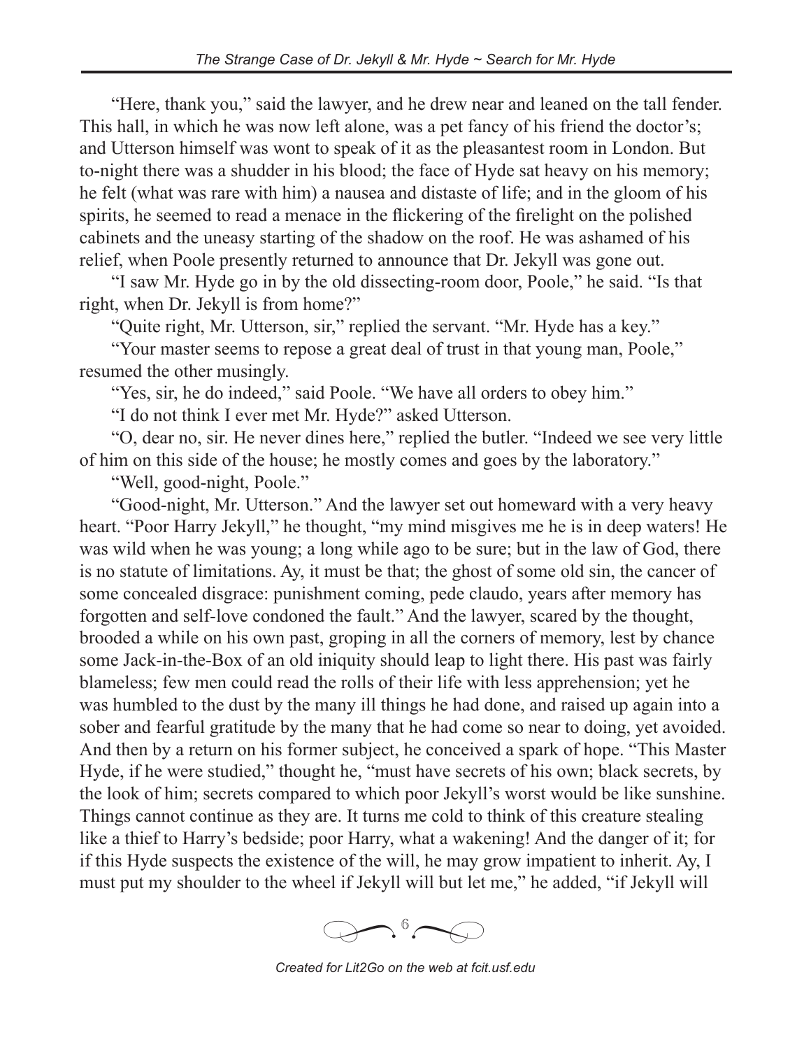"Here, thank you," said the lawyer, and he drew near and leaned on the tall fender. This hall, in which he was now left alone, was a pet fancy of his friend the doctor's; and Utterson himself was wont to speak of it as the pleasantest room in London. But to-night there was a shudder in his blood; the face of Hyde sat heavy on his memory; he felt (what was rare with him) a nausea and distaste of life; and in the gloom of his spirits, he seemed to read a menace in the flickering of the firelight on the polished cabinets and the uneasy starting of the shadow on the roof. He was ashamed of his relief, when Poole presently returned to announce that Dr. Jekyll was gone out.

"I saw Mr. Hyde go in by the old dissecting-room door, Poole," he said. "Is that right, when Dr. Jekyll is from home?"

"Quite right, Mr. Utterson, sir," replied the servant. "Mr. Hyde has a key."

"Your master seems to repose a great deal of trust in that young man, Poole," resumed the other musingly.

"Yes, sir, he do indeed," said Poole. "We have all orders to obey him."

"I do not think I ever met Mr. Hyde?" asked Utterson.

"O, dear no, sir. He never dines here," replied the butler. "Indeed we see very little of him on this side of the house; he mostly comes and goes by the laboratory."

"Well, good-night, Poole."

"Good-night, Mr. Utterson." And the lawyer set out homeward with a very heavy heart. "Poor Harry Jekyll," he thought, "my mind misgives me he is in deep waters! He was wild when he was young; a long while ago to be sure; but in the law of God, there is no statute of limitations. Ay, it must be that; the ghost of some old sin, the cancer of some concealed disgrace: punishment coming, pede claudo, years after memory has forgotten and self-love condoned the fault." And the lawyer, scared by the thought, brooded a while on his own past, groping in all the corners of memory, lest by chance some Jack-in-the-Box of an old iniquity should leap to light there. His past was fairly blameless; few men could read the rolls of their life with less apprehension; yet he was humbled to the dust by the many ill things he had done, and raised up again into a sober and fearful gratitude by the many that he had come so near to doing, yet avoided. And then by a return on his former subject, he conceived a spark of hope. "This Master Hyde, if he were studied," thought he, "must have secrets of his own; black secrets, by the look of him; secrets compared to which poor Jekyll's worst would be like sunshine. Things cannot continue as they are. It turns me cold to think of this creature stealing like a thief to Harry's bedside; poor Harry, what a wakening! And the danger of it; for if this Hyde suspects the existence of the will, he may grow impatient to inherit. Ay, I must put my shoulder to the wheel if Jekyll will but let me," he added, "if Jekyll will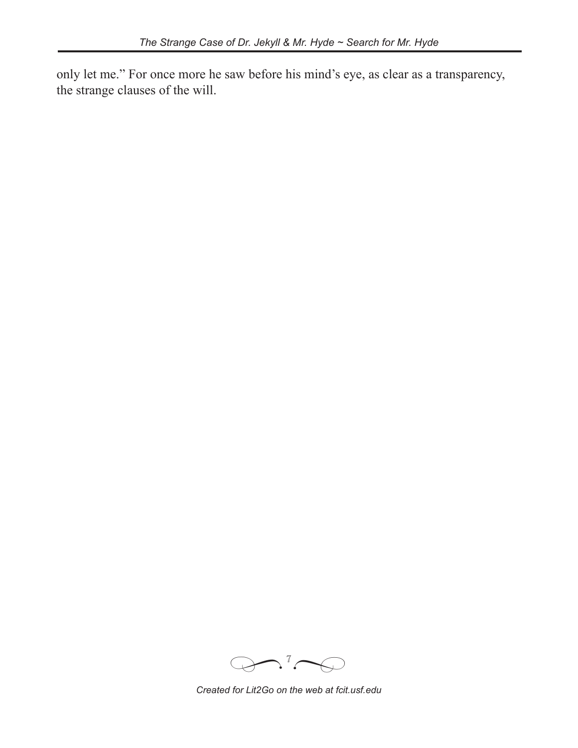only let me.” For once more he saw before his mind’s eye, as clear as a transparency, the strange clauses of the will.